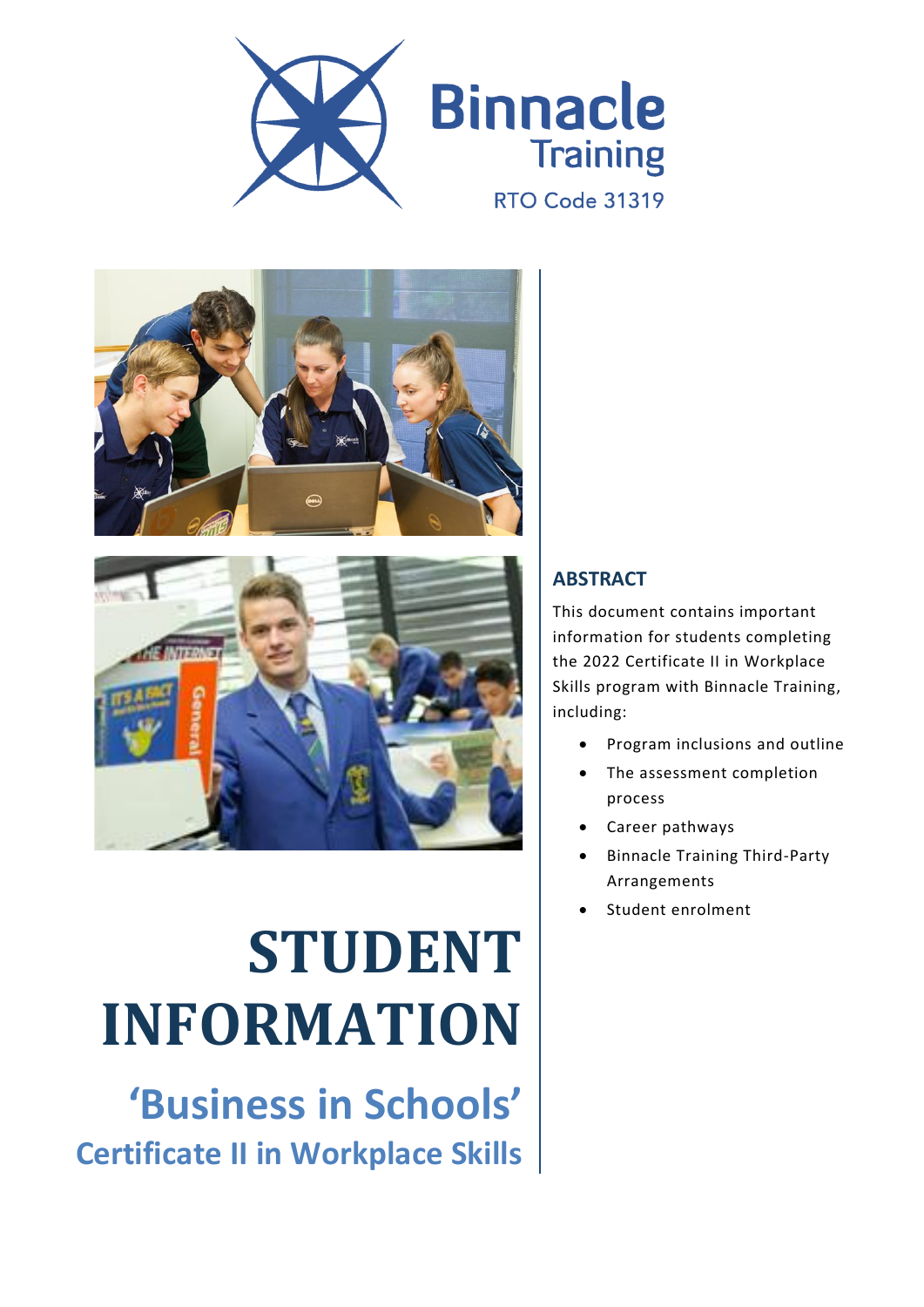Binnacle Training

RTO Code 31319

# STUDENT INFORMATION

## 'Business in Schools'

## Certificate II in Workplace Skills

### ABSTRACT

This document contains important information for students completing the 2022 Certificate II in Workplace Skills program with Binnacle Training, including:

- Program inclusions and outline
- The assessment completion process
- Career pathways
- Binnacle Training Third-Party Arrangements
- Student enrolment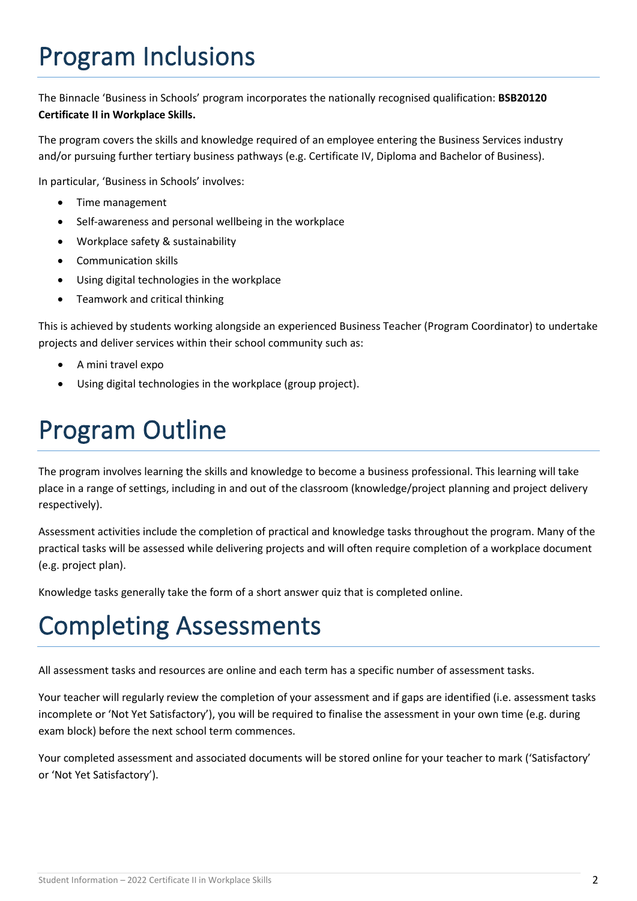# Program Inclusions

The Binnacle 'Business in Schools' program incorporates the nationally recognised qualification: **BSB20120 Certificate II in Workplace Skills.**

The program covers the skills and knowledge required of an employee entering the Business Services industry and/or pursuing further tertiary business pathways (e.g. Certificate IV, Diploma and Bachelor of Business).

In particular, 'Business in Schools' involves:

- Time management
- Self-awareness and personal wellbeing in the workplace
- Workplace safety & sustainability
- Communication skills
- Using digital technologies in the workplace
- Teamwork and critical thinking

This is achieved by students working alongside an experienced Business Teacher (Program Coordinator) to undertake projects and deliver services within their school community such as:

- A mini travel expo
- Using digital technologies in the workplace (group project).

# Program Outline

The program involves learning the skills and knowledge to become a business professional. This learning will take place in a range of settings, including in and out of the classroom (knowledge/project planning and project delivery respectively).

Assessment activities include the completion of practical and knowledge tasks throughout the program. Many of the practical tasks will be assessed while delivering projects and will often require completion of a workplace document (e.g. project plan).

Knowledge tasks generally take the form of a short answer quiz that is completed online.

# Completing Assessments

All assessment tasks and resources are online and each term has a specific number of assessment tasks.

Your teacher will regularly review the completion of your assessment and if gaps are identified (i.e. assessment tasks incomplete or 'Not Yet Satisfactory'), you will be required to finalise the assessment in your own time (e.g. during exam block) before the next school term commences.

Your completed assessment and associated documents will be stored online for your teacher to mark ('Satisfactory' or 'Not Yet Satisfactory').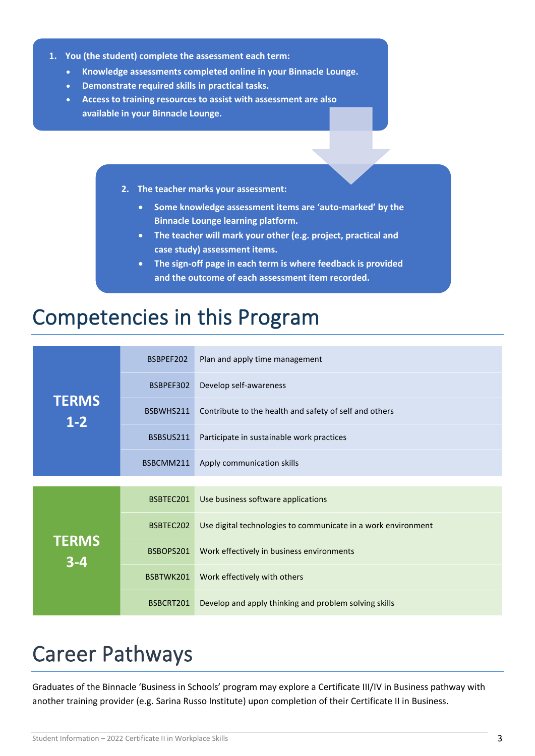1. **You (the student) complete the assessment each term:**
    - **Knowledge assessments completed online in your Binnacle Lounge.**
    - **Demonstrate required skills in practical tasks.**
    - **Access to training resources to assist with assessment are also available in your Binnacle Lounge.**

2. **The teacher marks your assessment:**
    - **Some knowledge assessment items are 'auto-marked' by the Binnacle Lounge learning platform.**
    - **The teacher will mark your other (e.g. project, practical and case study) assessment items.**
    - **The sign-off page in each term is where feedback is provided and the outcome of each assessment item recorded.**

# Competencies in this Program

| | | |
|---|---|---|
| **TERMS 1-2** | BSBPEF202 | Plan and apply time management |
| | BSBPEF302 | Develop self-awareness |
| | BSBWHS211 | Contribute to the health and safety of self and others |
| | BSBSUS211 | Participate in sustainable work practices |
| | BSBCMM211 | Apply communication skills |
| **TERMS 3-4** | BSBTEC201 | Use business software applications |
| | BSBTEC202 | Use digital technologies to communicate in a work environment |
| | BSBOPS201 | Work effectively in business environments |
| | BSBTWK201 | Work effectively with others |
| | BSBCRT201 | Develop and apply thinking and problem solving skills |

# Career Pathways

Graduates of the Binnacle 'Business in Schools' program may explore a Certificate III/IV in Business pathway with another training provider (e.g. Sarina Russo Institute) upon completion of their Certificate II in Business.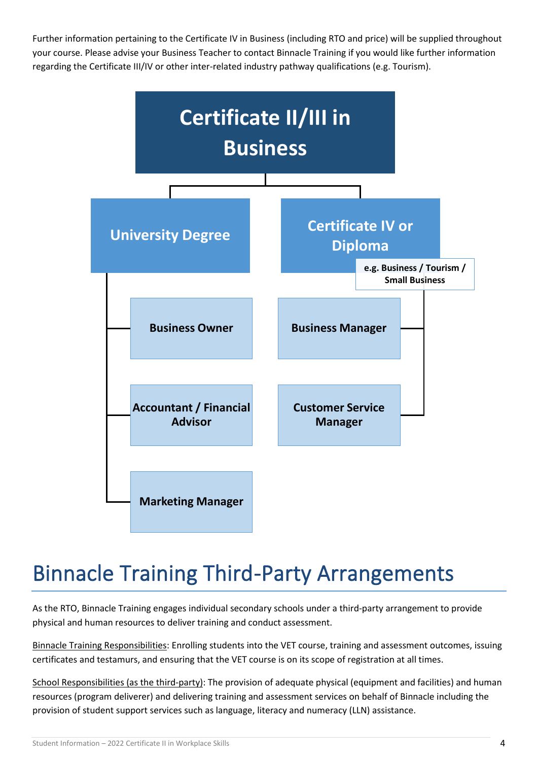Further information pertaining to the Certificate IV in Business (including RTO and price) will be supplied throughout your course. Please advise your Business Teacher to contact Binnacle Training if you would like further information regarding the Certificate III/IV or other inter-related industry pathway qualifications (e.g. Tourism).

**Certificate II/III in Business**

- **University Degree**
  - **Business Owner**
  - **Accountant / Financial Advisor**
  - **Marketing Manager**
- **Certificate IV or Diploma** (e.g. Business / Tourism / Small Business)
  - **Business Manager**
  - **Customer Service Manager**

# Binnacle Training Third-Party Arrangements

As the RTO, Binnacle Training engages individual secondary schools under a third-party arrangement to provide physical and human resources to deliver training and conduct assessment.

Binnacle Training Responsibilities: Enrolling students into the VET course, training and assessment outcomes, issuing certificates and testamurs, and ensuring that the VET course is on its scope of registration at all times.

School Responsibilities (as the third-party): The provision of adequate physical (equipment and facilities) and human resources (program deliverer) and delivering training and assessment services on behalf of Binnacle including the provision of student support services such as language, literacy and numeracy (LLN) assistance.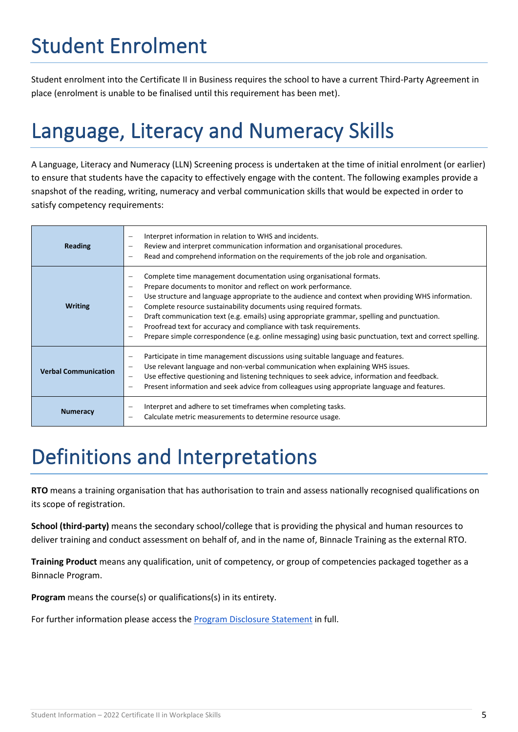# Student Enrolment

Student enrolment into the Certificate II in Business requires the school to have a current Third-Party Agreement in place (enrolment is unable to be finalised until this requirement has been met).

# Language, Literacy and Numeracy Skills

A Language, Literacy and Numeracy (LLN) Screening process is undertaken at the time of initial enrolment (or earlier) to ensure that students have the capacity to effectively engage with the content. The following examples provide a snapshot of the reading, writing, numeracy and verbal communication skills that would be expected in order to satisfy competency requirements:

| | |
|---|---|
| **Reading** | – Interpret information in relation to WHS and incidents.<br>– Review and interpret communication information and organisational procedures.<br>– Read and comprehend information on the requirements of the job role and organisation. |
| **Writing** | – Complete time management documentation using organisational formats.<br>– Prepare documents to monitor and reflect on work performance.<br>– Use structure and language appropriate to the audience and context when providing WHS information.<br>– Complete resource sustainability documents using required formats.<br>– Draft communication text (e.g. emails) using appropriate grammar, spelling and punctuation.<br>– Proofread text for accuracy and compliance with task requirements.<br>– Prepare simple correspondence (e.g. online messaging) using basic punctuation, text and correct spelling. |
| **Verbal Communication** | – Participate in time management discussions using suitable language and features.<br>– Use relevant language and non-verbal communication when explaining WHS issues.<br>– Use effective questioning and listening techniques to seek advice, information and feedback.<br>– Present information and seek advice from colleagues using appropriate language and features. |
| **Numeracy** | – Interpret and adhere to set timeframes when completing tasks.<br>– Calculate metric measurements to determine resource usage. |

# Definitions and Interpretations

**RTO** means a training organisation that has authorisation to train and assess nationally recognised qualifications on its scope of registration.

**School (third-party)** means the secondary school/college that is providing the physical and human resources to deliver training and conduct assessment on behalf of, and in the name of, Binnacle Training as the external RTO.

**Training Product** means any qualification, unit of competency, or group of competencies packaged together as a Binnacle Program.

**Program** means the course(s) or qualifications(s) in its entirety.

For further information please access the [Program Disclosure Statement] in full.